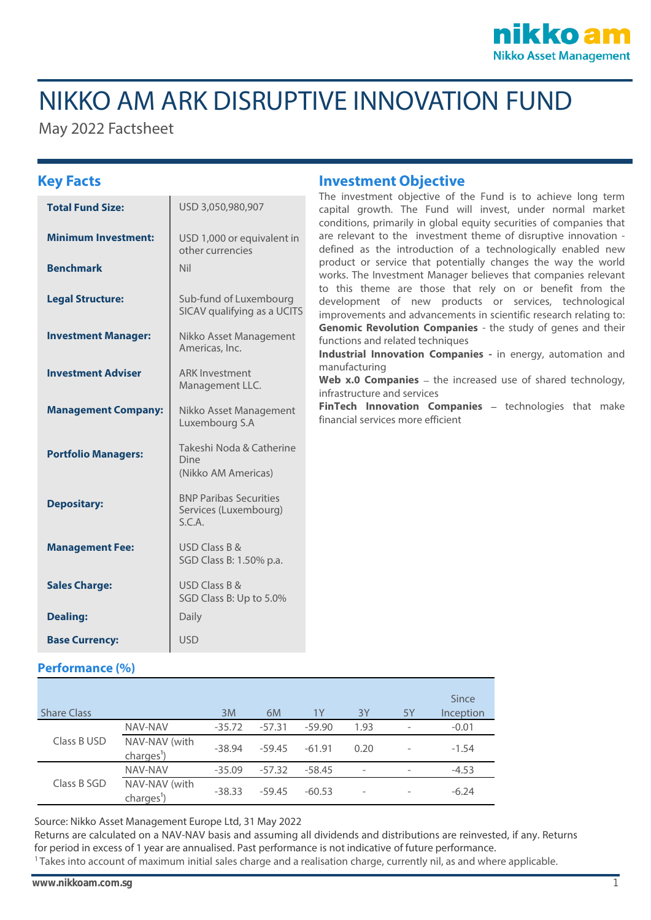# NIKKO AM ARK DISRUPTIVE INNOVATION FUND

May 2022 Factsheet

## Key Facts

| | |
|---|---|
| **Total Fund Size:** | USD 3,050,980,907 |
| **Minimum Investment:** | USD 1,000 or equivalent in other currencies |
| **Benchmark** | Nil |
| **Legal Structure:** | Sub-fund of Luxembourg SICAV qualifying as a UCITS |
| **Investment Manager:** | Nikko Asset Management Americas, Inc. |
| **Investment Adviser** | ARK Investment Management LLC. |
| **Management Company:** | Nikko Asset Management Luxembourg S.A |
| **Portfolio Managers:** | Takeshi Noda & Catherine Dine (Nikko AM Americas) |
| **Depositary:** | BNP Paribas Securities Services (Luxembourg) S.C.A. |
| **Management Fee:** | USD Class B & SGD Class B: 1.50% p.a. |
| **Sales Charge:** | USD Class B & SGD Class B: Up to 5.0% |
| **Dealing:** | Daily |
| **Base Currency:** | USD |

## Investment Objective

The investment objective of the Fund is to achieve long term capital growth. The Fund will invest, under normal market conditions, primarily in global equity securities of companies that are relevant to the investment theme of disruptive innovation - defined as the introduction of a technologically enabled new product or service that potentially changes the way the world works. The Investment Manager believes that companies relevant to this theme are those that rely on or benefit from the development of new products or services, technological improvements and advancements in scientific research relating to:

**Genomic Revolution Companies** - the study of genes and their functions and related techniques

**Industrial Innovation Companies -** in energy, automation and manufacturing

**Web x.0 Companies** – the increased use of shared technology, infrastructure and services

**FinTech Innovation Companies** – technologies that make financial services more efficient

## Performance (%)

| Share Class | | 3M | 6M | 1Y | 3Y | 5Y | Since Inception |
|---|---|---|---|---|---|---|---|
| Class B USD | NAV-NAV | -35.72 | -57.31 | -59.90 | 1.93 | - | -0.01 |
| | NAV-NAV (with charges[1]) | -38.94 | -59.45 | -61.91 | 0.20 | - | -1.54 |
| Class B SGD | NAV-NAV | -35.09 | -57.32 | -58.45 | - | - | -4.53 |
| | NAV-NAV (with charges[1]) | -38.33 | -59.45 | -60.53 | - | - | -6.24 |

Source: Nikko Asset Management Europe Ltd, 31 May 2022

Returns are calculated on a NAV-NAV basis and assuming all dividends and distributions are reinvested, if any. Returns for period in excess of 1 year are annualised. Past performance is not indicative of future performance.

[1] Takes into account of maximum initial sales charge and a realisation charge, currently nil, as and where applicable.

www.nikkoam.com.sg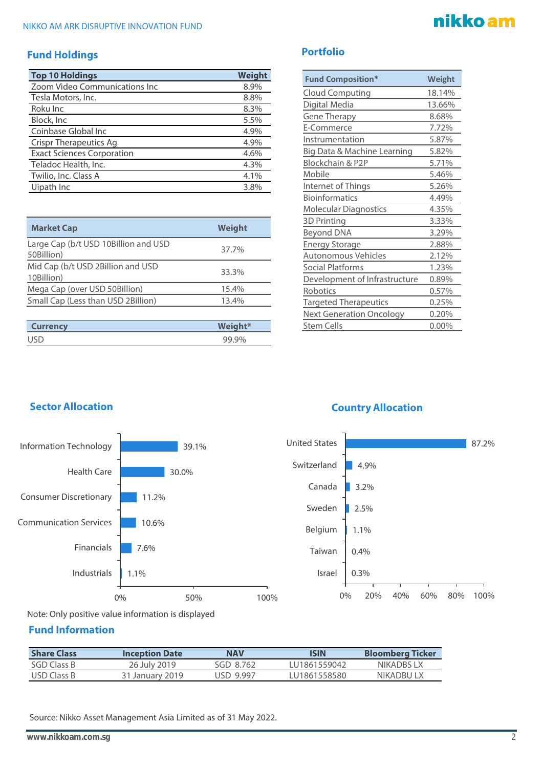## Fund Holdings

| Top 10 Holdings | Weight |
|---|---|
| Zoom Video Communications Inc | 8.9% |
| Tesla Motors, Inc. | 8.8% |
| Roku Inc | 8.3% |
| Block, Inc | 5.5% |
| Coinbase Global Inc | 4.9% |
| Crispr Therapeutics Ag | 4.9% |
| Exact Sciences Corporation | 4.6% |
| Teladoc Health, Inc. | 4.3% |
| Twilio, Inc. Class A | 4.1% |
| Uipath Inc | 3.8% |

| Market Cap | Weight |
|---|---|
| Large Cap (b/t USD 10Billion and USD 50Billion) | 37.7% |
| Mid Cap (b/t USD 2Billion and USD 10Billion) | 33.3% |
| Mega Cap (over USD 50Billion) | 15.4% |
| Small Cap (Less than USD 2Billion) | 13.4% |

| Currency | Weight* |
|---|---|
| USD | 99.9% |

## Portfolio

| Fund Composition* | Weight |
|---|---|
| Cloud Computing | 18.14% |
| Digital Media | 13.66% |
| Gene Therapy | 8.68% |
| E-Commerce | 7.72% |
| Instrumentation | 5.87% |
| Big Data & Machine Learning | 5.82% |
| Blockchain & P2P | 5.71% |
| Mobile | 5.46% |
| Internet of Things | 5.26% |
| Bioinformatics | 4.49% |
| Molecular Diagnostics | 4.35% |
| 3D Printing | 3.33% |
| Beyond DNA | 3.29% |
| Energy Storage | 2.88% |
| Autonomous Vehicles | 2.12% |
| Social Platforms | 1.23% |
| Development of Infrastructure | 0.89% |
| Robotics | 0.57% |
| Targeted Therapeutics | 0.25% |
| Next Generation Oncology | 0.20% |
| Stem Cells | 0.00% |

## Sector Allocation

| Sector | Weight |
|---|---|
| Information Technology | 39.1% |
| Health Care | 30.0% |
| Consumer Discretionary | 11.2% |
| Communication Services | 10.6% |
| Financials | 7.6% |
| Industrials | 1.1% |

## Country Allocation

| Country | Weight |
|---|---|
| United States | 87.2% |
| Switzerland | 4.9% |
| Canada | 3.2% |
| Sweden | 2.5% |
| Belgium | 1.1% |
| Taiwan | 0.4% |
| Israel | 0.3% |

Note: Only positive value information is displayed

## Fund Information

| Share Class | Inception Date | NAV | ISIN | Bloomberg Ticker |
|---|---|---|---|---|
| SGD Class B | 26 July 2019 | SGD 8.762 | LU1861559042 | NIKADBS LX |
| USD Class B | 31 January 2019 | USD 9.997 | LU1861558580 | NIKADBU LX |

Source: Nikko Asset Management Asia Limited as of 31 May 2022.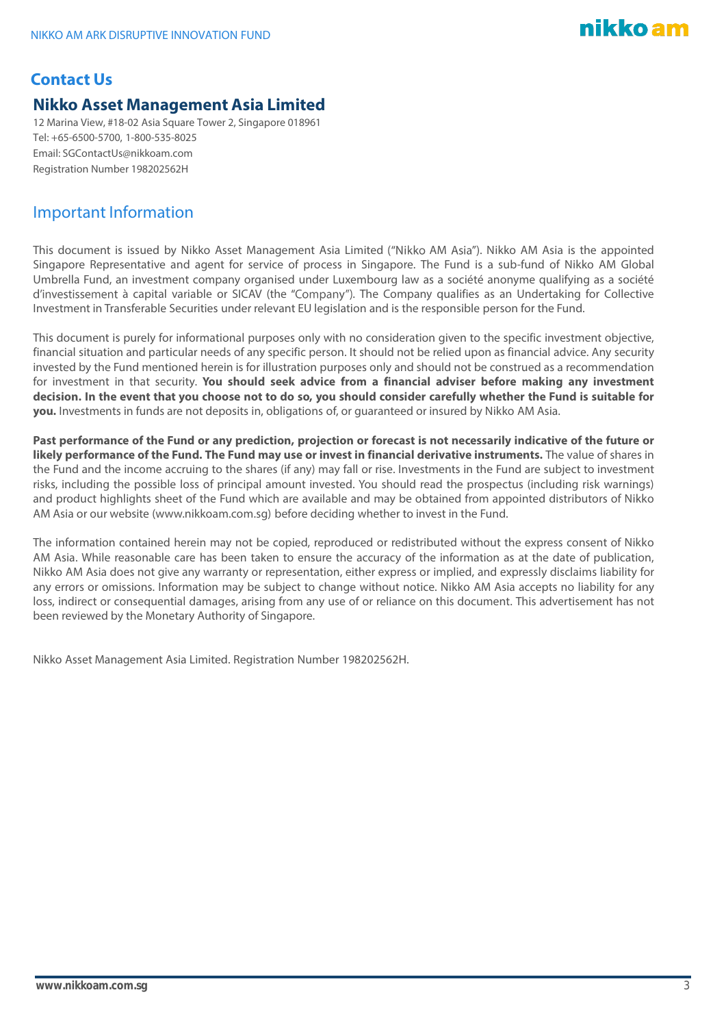## Contact Us

### Nikko Asset Management Asia Limited

12 Marina View, #18-02 Asia Square Tower 2, Singapore 018961
Tel: +65-6500-5700, 1-800-535-8025
Email: SGContactUs@nikkoam.com
Registration Number 198202562H

## Important Information

This document is issued by Nikko Asset Management Asia Limited ("Nikko AM Asia"). Nikko AM Asia is the appointed Singapore Representative and agent for service of process in Singapore. The Fund is a sub-fund of Nikko AM Global Umbrella Fund, an investment company organised under Luxembourg law as a société anonyme qualifying as a société d'investissement à capital variable or SICAV (the "Company"). The Company qualifies as an Undertaking for Collective Investment in Transferable Securities under relevant EU legislation and is the responsible person for the Fund.

This document is purely for informational purposes only with no consideration given to the specific investment objective, financial situation and particular needs of any specific person. It should not be relied upon as financial advice. Any security invested by the Fund mentioned herein is for illustration purposes only and should not be construed as a recommendation for investment in that security. **You should seek advice from a financial adviser before making any investment decision. In the event that you choose not to do so, you should consider carefully whether the Fund is suitable for you.** Investments in funds are not deposits in, obligations of, or guaranteed or insured by Nikko AM Asia.

**Past performance of the Fund or any prediction, projection or forecast is not necessarily indicative of the future or likely performance of the Fund. The Fund may use or invest in financial derivative instruments.** The value of shares in the Fund and the income accruing to the shares (if any) may fall or rise. Investments in the Fund are subject to investment risks, including the possible loss of principal amount invested. You should read the prospectus (including risk warnings) and product highlights sheet of the Fund which are available and may be obtained from appointed distributors of Nikko AM Asia or our website (www.nikkoam.com.sg) before deciding whether to invest in the Fund.

The information contained herein may not be copied, reproduced or redistributed without the express consent of Nikko AM Asia. While reasonable care has been taken to ensure the accuracy of the information as at the date of publication, Nikko AM Asia does not give any warranty or representation, either express or implied, and expressly disclaims liability for any errors or omissions. Information may be subject to change without notice. Nikko AM Asia accepts no liability for any loss, indirect or consequential damages, arising from any use of or reliance on this document. This advertisement has not been reviewed by the Monetary Authority of Singapore.

Nikko Asset Management Asia Limited. Registration Number 198202562H.